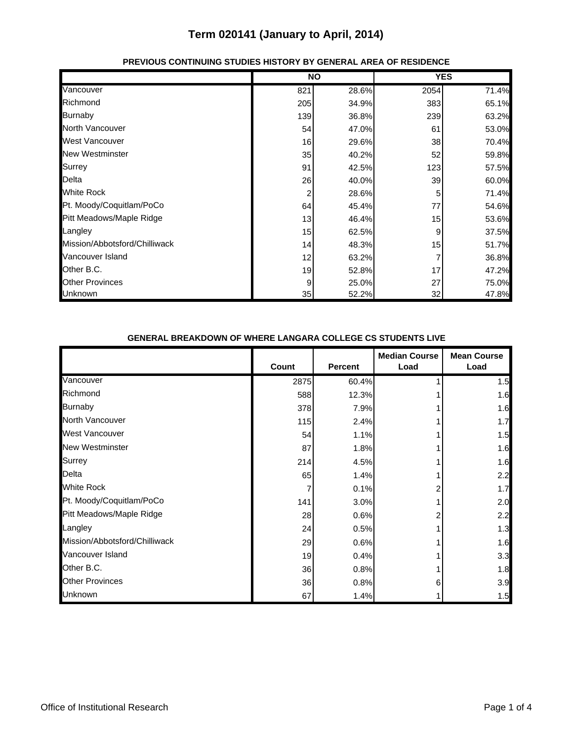# Term 020141 (January to April, 2014)

## PREVIOUS CONTINUING STUDIES HISTORY BY GENERAL AREA OF RESIDENCE

| | NO | | YES | |
|---|---|---|---|---|
| Vancouver | 821 | 28.6% | 2054 | 71.4% |
| Richmond | 205 | 34.9% | 383 | 65.1% |
| Burnaby | 139 | 36.8% | 239 | 63.2% |
| North Vancouver | 54 | 47.0% | 61 | 53.0% |
| West Vancouver | 16 | 29.6% | 38 | 70.4% |
| New Westminster | 35 | 40.2% | 52 | 59.8% |
| Surrey | 91 | 42.5% | 123 | 57.5% |
| Delta | 26 | 40.0% | 39 | 60.0% |
| White Rock | 2 | 28.6% | 5 | 71.4% |
| Pt. Moody/Coquitlam/PoCo | 64 | 45.4% | 77 | 54.6% |
| Pitt Meadows/Maple Ridge | 13 | 46.4% | 15 | 53.6% |
| Langley | 15 | 62.5% | 9 | 37.5% |
| Mission/Abbotsford/Chilliwack | 14 | 48.3% | 15 | 51.7% |
| Vancouver Island | 12 | 63.2% | 7 | 36.8% |
| Other B.C. | 19 | 52.8% | 17 | 47.2% |
| Other Provinces | 9 | 25.0% | 27 | 75.0% |
| Unknown | 35 | 52.2% | 32 | 47.8% |

## GENERAL BREAKDOWN OF WHERE LANGARA COLLEGE CS STUDENTS LIVE

| | Count | Percent | Median Course Load | Mean Course Load |
|---|---|---|---|---|
| Vancouver | 2875 | 60.4% | 1 | 1.5 |
| Richmond | 588 | 12.3% | 1 | 1.6 |
| Burnaby | 378 | 7.9% | 1 | 1.6 |
| North Vancouver | 115 | 2.4% | 1 | 1.7 |
| West Vancouver | 54 | 1.1% | 1 | 1.5 |
| New Westminster | 87 | 1.8% | 1 | 1.6 |
| Surrey | 214 | 4.5% | 1 | 1.6 |
| Delta | 65 | 1.4% | 1 | 2.2 |
| White Rock | 7 | 0.1% | 2 | 1.7 |
| Pt. Moody/Coquitlam/PoCo | 141 | 3.0% | 1 | 2.0 |
| Pitt Meadows/Maple Ridge | 28 | 0.6% | 2 | 2.2 |
| Langley | 24 | 0.5% | 1 | 1.3 |
| Mission/Abbotsford/Chilliwack | 29 | 0.6% | 1 | 1.6 |
| Vancouver Island | 19 | 0.4% | 1 | 3.3 |
| Other B.C. | 36 | 0.8% | 1 | 1.8 |
| Other Provinces | 36 | 0.8% | 6 | 3.9 |
| Unknown | 67 | 1.4% | 1 | 1.5 |

Office of Institutional Research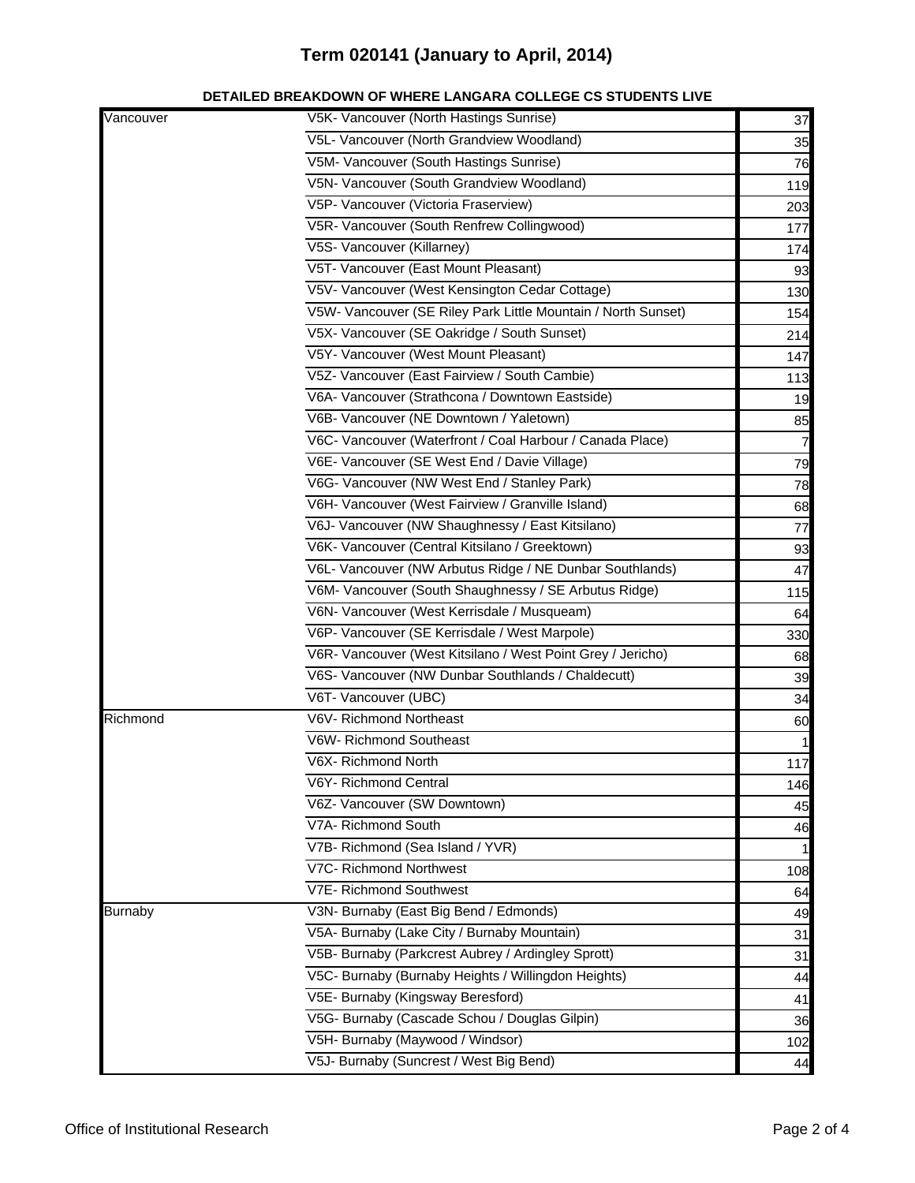# Term 020141 (January to April, 2014)

**DETAILED BREAKDOWN OF WHERE LANGARA COLLEGE CS STUDENTS LIVE**

| | | |
|---|---|---|
| Vancouver | V5K- Vancouver (North Hastings Sunrise) | 37 |
| | V5L- Vancouver (North Grandview Woodland) | 35 |
| | V5M- Vancouver (South Hastings Sunrise) | 76 |
| | V5N- Vancouver (South Grandview Woodland) | 119 |
| | V5P- Vancouver (Victoria Fraserview) | 203 |
| | V5R- Vancouver (South Renfrew Collingwood) | 177 |
| | V5S- Vancouver (Killarney) | 174 |
| | V5T- Vancouver (East Mount Pleasant) | 93 |
| | V5V- Vancouver (West Kensington Cedar Cottage) | 130 |
| | V5W- Vancouver (SE Riley Park Little Mountain / North Sunset) | 154 |
| | V5X- Vancouver (SE Oakridge / South Sunset) | 214 |
| | V5Y- Vancouver (West Mount Pleasant) | 147 |
| | V5Z- Vancouver (East Fairview / South Cambie) | 113 |
| | V6A- Vancouver (Strathcona / Downtown Eastside) | 19 |
| | V6B- Vancouver (NE Downtown / Yaletown) | 85 |
| | V6C- Vancouver (Waterfront / Coal Harbour / Canada Place) | 7 |
| | V6E- Vancouver (SE West End / Davie Village) | 79 |
| | V6G- Vancouver (NW West End / Stanley Park) | 78 |
| | V6H- Vancouver (West Fairview / Granville Island) | 68 |
| | V6J- Vancouver (NW Shaughnessy / East Kitsilano) | 77 |
| | V6K- Vancouver (Central Kitsilano / Greektown) | 93 |
| | V6L- Vancouver (NW Arbutus Ridge / NE Dunbar Southlands) | 47 |
| | V6M- Vancouver (South Shaughnessy / SE Arbutus Ridge) | 115 |
| | V6N- Vancouver (West Kerrisdale / Musqueam) | 64 |
| | V6P- Vancouver (SE Kerrisdale / West Marpole) | 330 |
| | V6R- Vancouver (West Kitsilano / West Point Grey / Jericho) | 68 |
| | V6S- Vancouver (NW Dunbar Southlands / Chaldecutt) | 39 |
| | V6T- Vancouver (UBC) | 34 |
| Richmond | V6V- Richmond Northeast | 60 |
| | V6W- Richmond Southeast | 1 |
| | V6X- Richmond North | 117 |
| | V6Y- Richmond Central | 146 |
| | V6Z- Vancouver (SW Downtown) | 45 |
| | V7A- Richmond South | 46 |
| | V7B- Richmond (Sea Island / YVR) | 1 |
| | V7C- Richmond Northwest | 108 |
| | V7E- Richmond Southwest | 64 |
| Burnaby | V3N- Burnaby (East Big Bend / Edmonds) | 49 |
| | V5A- Burnaby (Lake City / Burnaby Mountain) | 31 |
| | V5B- Burnaby (Parkcrest Aubrey / Ardingley Sprott) | 31 |
| | V5C- Burnaby (Burnaby Heights / Willingdon Heights) | 44 |
| | V5E- Burnaby (Kingsway Beresford) | 41 |
| | V5G- Burnaby (Cascade Schou / Douglas Gilpin) | 36 |
| | V5H- Burnaby (Maywood / Windsor) | 102 |
| | V5J- Burnaby (Suncrest / West Big Bend) | 44 |

Office of Institutional Research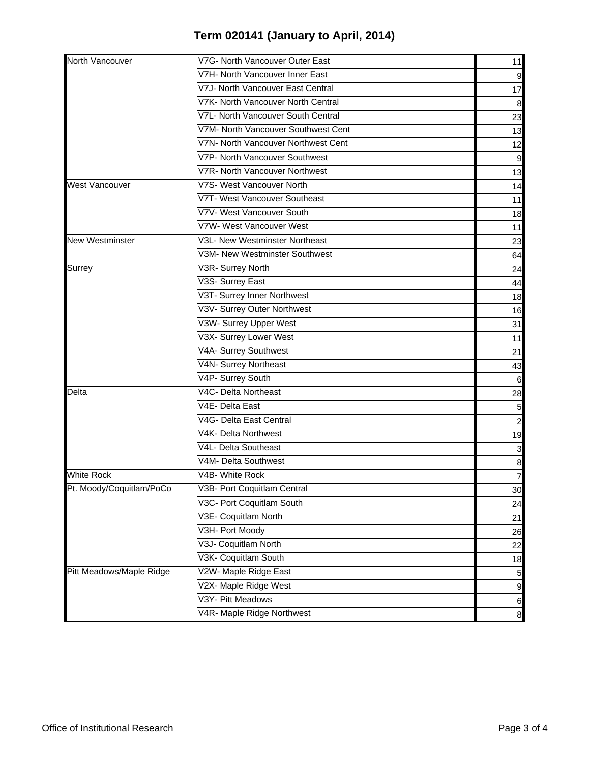# Term 020141 (January to April, 2014)

| | | |
|---|---|---|
| North Vancouver | V7G- North Vancouver Outer East | 11 |
| | V7H- North Vancouver Inner East | 9 |
| | V7J- North Vancouver East Central | 17 |
| | V7K- North Vancouver North Central | 8 |
| | V7L- North Vancouver South Central | 23 |
| | V7M- North Vancouver Southwest Cent | 13 |
| | V7N- North Vancouver Northwest Cent | 12 |
| | V7P- North Vancouver Southwest | 9 |
| | V7R- North Vancouver Northwest | 13 |
| West Vancouver | V7S- West Vancouver North | 14 |
| | V7T- West Vancouver Southeast | 11 |
| | V7V- West Vancouver South | 18 |
| | V7W- West Vancouver West | 11 |
| New Westminster | V3L- New Westminster Northeast | 23 |
| | V3M- New Westminster Southwest | 64 |
| Surrey | V3R- Surrey North | 24 |
| | V3S- Surrey East | 44 |
| | V3T- Surrey Inner Northwest | 18 |
| | V3V- Surrey Outer Northwest | 16 |
| | V3W- Surrey Upper West | 31 |
| | V3X- Surrey Lower West | 11 |
| | V4A- Surrey Southwest | 21 |
| | V4N- Surrey Northeast | 43 |
| | V4P- Surrey South | 6 |
| Delta | V4C- Delta Northeast | 28 |
| | V4E- Delta East | 5 |
| | V4G- Delta East Central | 2 |
| | V4K- Delta Northwest | 19 |
| | V4L- Delta Southeast | 3 |
| | V4M- Delta Southwest | 8 |
| White Rock | V4B- White Rock | 7 |
| Pt. Moody/Coquitlam/PoCo | V3B- Port Coquitlam Central | 30 |
| | V3C- Port Coquitlam South | 24 |
| | V3E- Coquitlam North | 21 |
| | V3H- Port Moody | 26 |
| | V3J- Coquitlam North | 22 |
| | V3K- Coquitlam South | 18 |
| Pitt Meadows/Maple Ridge | V2W- Maple Ridge East | 5 |
| | V2X- Maple Ridge West | 9 |
| | V3Y- Pitt Meadows | 6 |
| | V4R- Maple Ridge Northwest | 8 |

Office of Institutional Research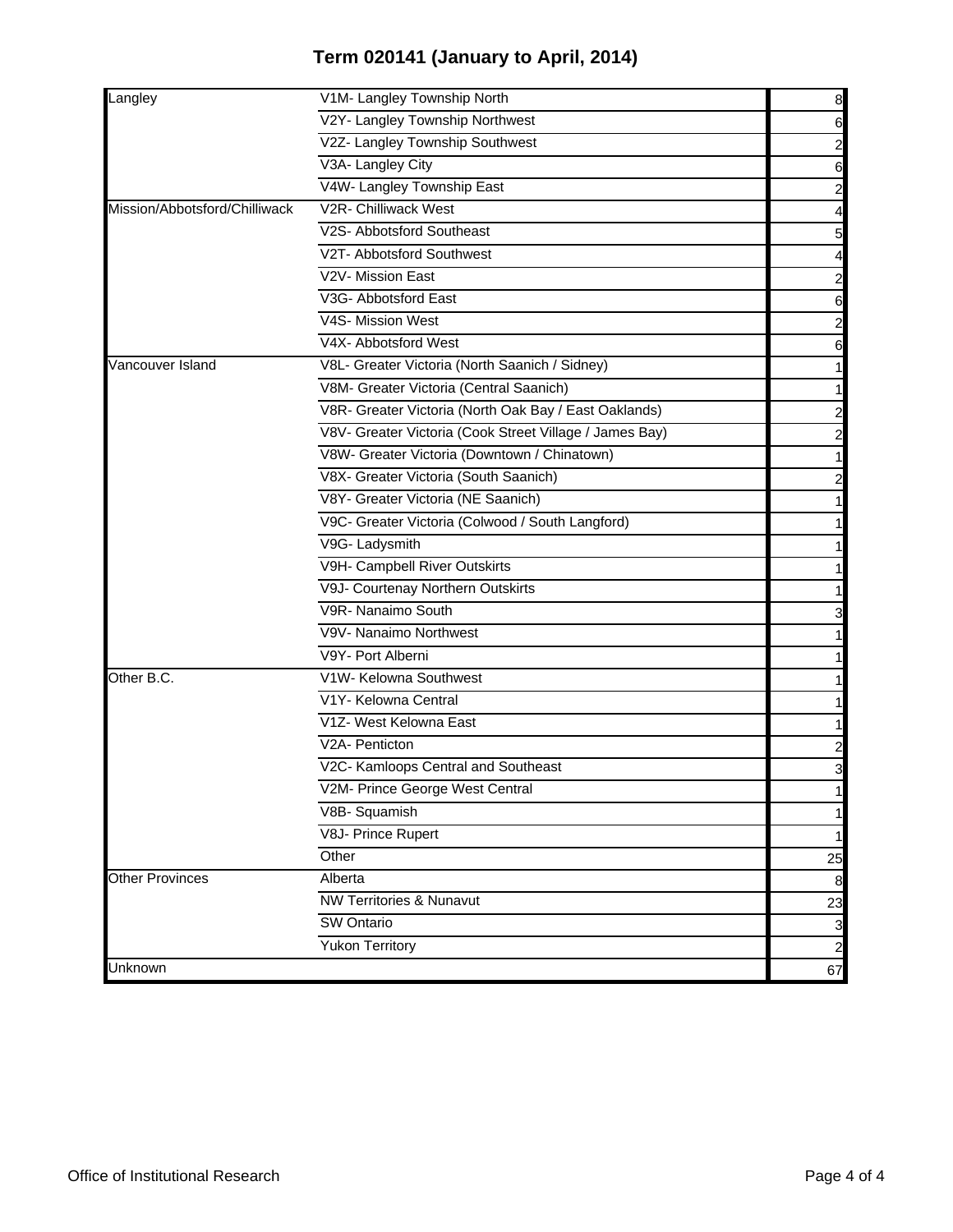# Term 020141 (January to April, 2014)

| | | |
|---|---|---|
| Langley | V1M- Langley Township North | 8 |
| | V2Y- Langley Township Northwest | 6 |
| | V2Z- Langley Township Southwest | 2 |
| | V3A- Langley City | 6 |
| | V4W- Langley Township East | 2 |
| Mission/Abbotsford/Chilliwack | V2R- Chilliwack West | 4 |
| | V2S- Abbotsford Southeast | 5 |
| | V2T- Abbotsford Southwest | 4 |
| | V2V- Mission East | 2 |
| | V3G- Abbotsford East | 6 |
| | V4S- Mission West | 2 |
| | V4X- Abbotsford West | 6 |
| Vancouver Island | V8L- Greater Victoria (North Saanich / Sidney) | 1 |
| | V8M- Greater Victoria (Central Saanich) | 1 |
| | V8R- Greater Victoria (North Oak Bay / East Oaklands) | 2 |
| | V8V- Greater Victoria (Cook Street Village / James Bay) | 2 |
| | V8W- Greater Victoria (Downtown / Chinatown) | 1 |
| | V8X- Greater Victoria (South Saanich) | 2 |
| | V8Y- Greater Victoria (NE Saanich) | 1 |
| | V9C- Greater Victoria (Colwood / South Langford) | 1 |
| | V9G- Ladysmith | 1 |
| | V9H- Campbell River Outskirts | 1 |
| | V9J- Courtenay Northern Outskirts | 1 |
| | V9R- Nanaimo South | 3 |
| | V9V- Nanaimo Northwest | 1 |
| | V9Y- Port Alberni | 1 |
| Other B.C. | V1W- Kelowna Southwest | 1 |
| | V1Y- Kelowna Central | 1 |
| | V1Z- West Kelowna East | 1 |
| | V2A- Penticton | 2 |
| | V2C- Kamloops Central and Southeast | 3 |
| | V2M- Prince George West Central | 1 |
| | V8B- Squamish | 1 |
| | V8J- Prince Rupert | 1 |
| | Other | 25 |
| Other Provinces | Alberta | 8 |
| | NW Territories & Nunavut | 23 |
| | SW Ontario | 3 |
| | Yukon Territory | 2 |
| Unknown | | 67 |

Office of Institutional Research